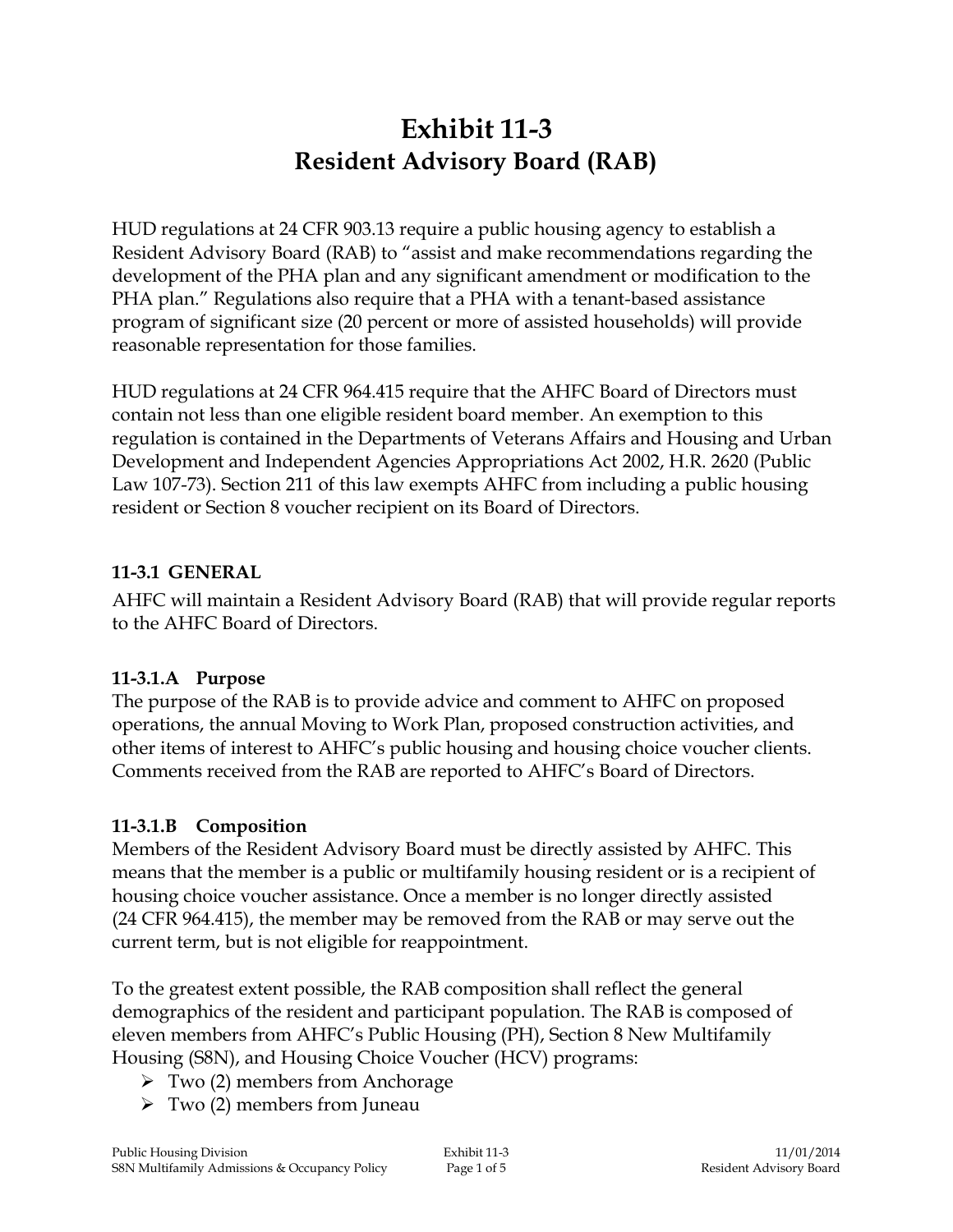# Exhibit 11-3
## Resident Advisory Board (RAB)

HUD regulations at 24 CFR 903.13 require a public housing agency to establish a Resident Advisory Board (RAB) to "assist and make recommendations regarding the development of the PHA plan and any significant amendment or modification to the PHA plan." Regulations also require that a PHA with a tenant-based assistance program of significant size (20 percent or more of assisted households) will provide reasonable representation for those families.

HUD regulations at 24 CFR 964.415 require that the AHFC Board of Directors must contain not less than one eligible resident board member. An exemption to this regulation is contained in the Departments of Veterans Affairs and Housing and Urban Development and Independent Agencies Appropriations Act 2002, H.R. 2620 (Public Law 107-73). Section 211 of this law exempts AHFC from including a public housing resident or Section 8 voucher recipient on its Board of Directors.

### 11-3.1 GENERAL

AHFC will maintain a Resident Advisory Board (RAB) that will provide regular reports to the AHFC Board of Directors.

#### 11-3.1.A Purpose

The purpose of the RAB is to provide advice and comment to AHFC on proposed operations, the annual Moving to Work Plan, proposed construction activities, and other items of interest to AHFC's public housing and housing choice voucher clients. Comments received from the RAB are reported to AHFC's Board of Directors.

#### 11-3.1.B Composition

Members of the Resident Advisory Board must be directly assisted by AHFC. This means that the member is a public or multifamily housing resident or is a recipient of housing choice voucher assistance. Once a member is no longer directly assisted (24 CFR 964.415), the member may be removed from the RAB or may serve out the current term, but is not eligible for reappointment.

To the greatest extent possible, the RAB composition shall reflect the general demographics of the resident and participant population. The RAB is composed of eleven members from AHFC's Public Housing (PH), Section 8 New Multifamily Housing (S8N), and Housing Choice Voucher (HCV) programs:

- Two (2) members from Anchorage
- Two (2) members from Juneau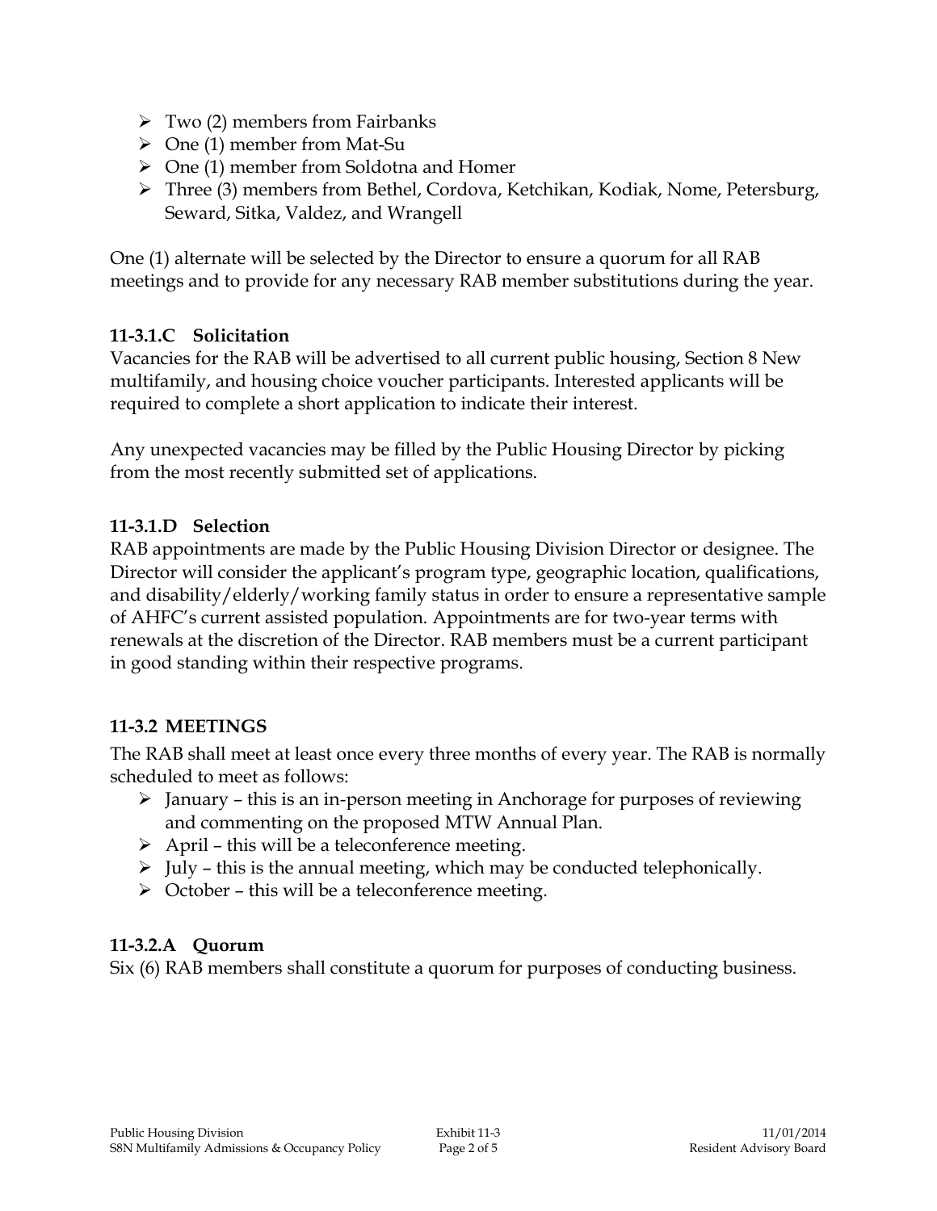- Two (2) members from Fairbanks
- One (1) member from Mat-Su
- One (1) member from Soldotna and Homer
- Three (3) members from Bethel, Cordova, Ketchikan, Kodiak, Nome, Petersburg, Seward, Sitka, Valdez, and Wrangell

One (1) alternate will be selected by the Director to ensure a quorum for all RAB meetings and to provide for any necessary RAB member substitutions during the year.

#### 11-3.1.C Solicitation

Vacancies for the RAB will be advertised to all current public housing, Section 8 New multifamily, and housing choice voucher participants. Interested applicants will be required to complete a short application to indicate their interest.

Any unexpected vacancies may be filled by the Public Housing Director by picking from the most recently submitted set of applications.

#### 11-3.1.D Selection

RAB appointments are made by the Public Housing Division Director or designee. The Director will consider the applicant's program type, geographic location, qualifications, and disability/elderly/working family status in order to ensure a representative sample of AHFC's current assisted population. Appointments are for two-year terms with renewals at the discretion of the Director. RAB members must be a current participant in good standing within their respective programs.

### 11-3.2 MEETINGS

The RAB shall meet at least once every three months of every year. The RAB is normally scheduled to meet as follows:

- January – this is an in-person meeting in Anchorage for purposes of reviewing and commenting on the proposed MTW Annual Plan.
- April – this will be a teleconference meeting.
- July – this is the annual meeting, which may be conducted telephonically.
- October – this will be a teleconference meeting.

#### 11-3.2.A Quorum

Six (6) RAB members shall constitute a quorum for purposes of conducting business.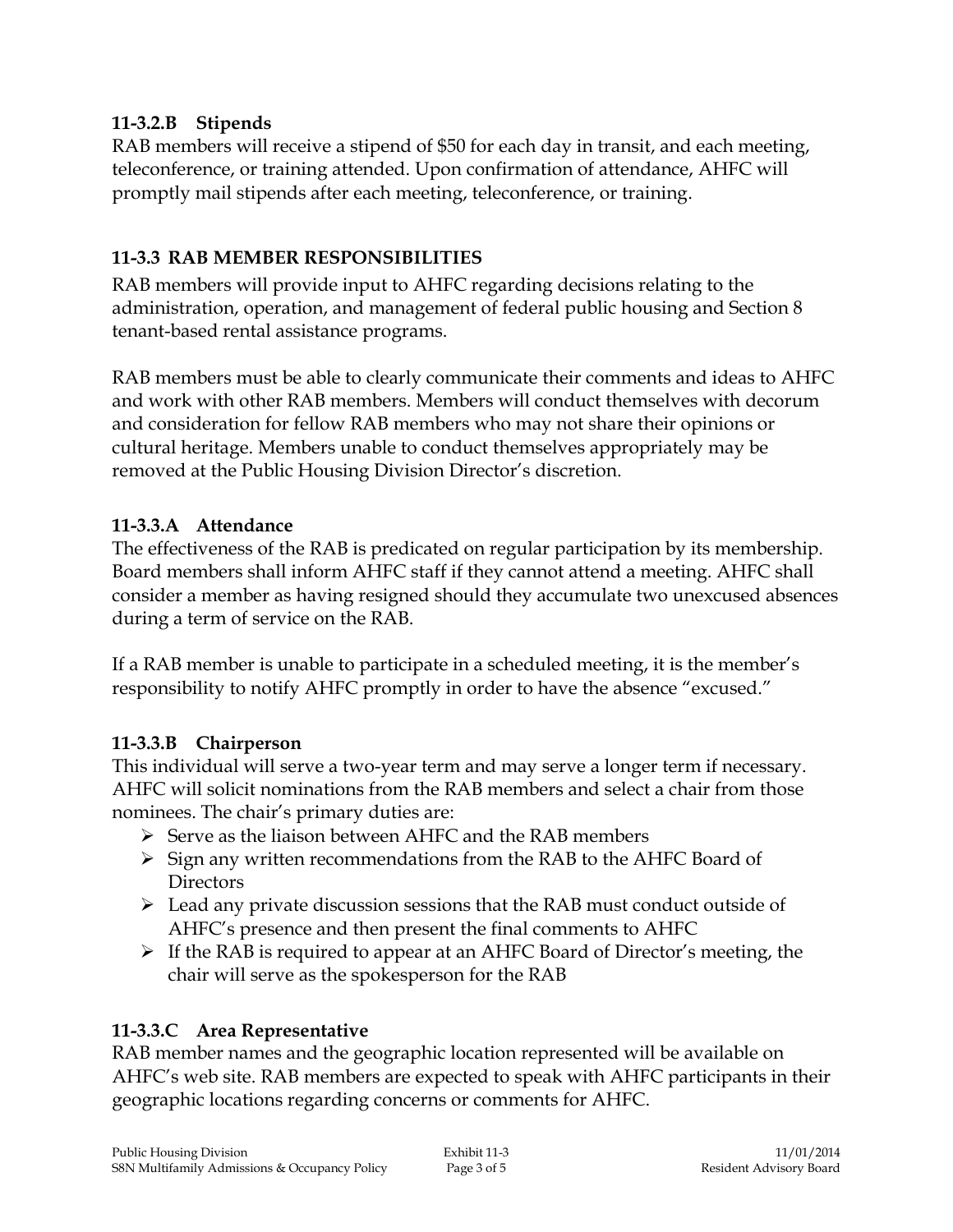### 11-3.2.B Stipends

RAB members will receive a stipend of $50 for each day in transit, and each meeting, teleconference, or training attended. Upon confirmation of attendance, AHFC will promptly mail stipends after each meeting, teleconference, or training.

## 11-3.3 RAB MEMBER RESPONSIBILITIES

RAB members will provide input to AHFC regarding decisions relating to the administration, operation, and management of federal public housing and Section 8 tenant-based rental assistance programs.

RAB members must be able to clearly communicate their comments and ideas to AHFC and work with other RAB members. Members will conduct themselves with decorum and consideration for fellow RAB members who may not share their opinions or cultural heritage. Members unable to conduct themselves appropriately may be removed at the Public Housing Division Director's discretion.

### 11-3.3.A Attendance

The effectiveness of the RAB is predicated on regular participation by its membership. Board members shall inform AHFC staff if they cannot attend a meeting. AHFC shall consider a member as having resigned should they accumulate two unexcused absences during a term of service on the RAB.

If a RAB member is unable to participate in a scheduled meeting, it is the member's responsibility to notify AHFC promptly in order to have the absence "excused."

### 11-3.3.B Chairperson

This individual will serve a two-year term and may serve a longer term if necessary. AHFC will solicit nominations from the RAB members and select a chair from those nominees. The chair's primary duties are:

- Serve as the liaison between AHFC and the RAB members
- Sign any written recommendations from the RAB to the AHFC Board of Directors
- Lead any private discussion sessions that the RAB must conduct outside of AHFC's presence and then present the final comments to AHFC
- If the RAB is required to appear at an AHFC Board of Director's meeting, the chair will serve as the spokesperson for the RAB

### 11-3.3.C Area Representative

RAB member names and the geographic location represented will be available on AHFC's web site. RAB members are expected to speak with AHFC participants in their geographic locations regarding concerns or comments for AHFC.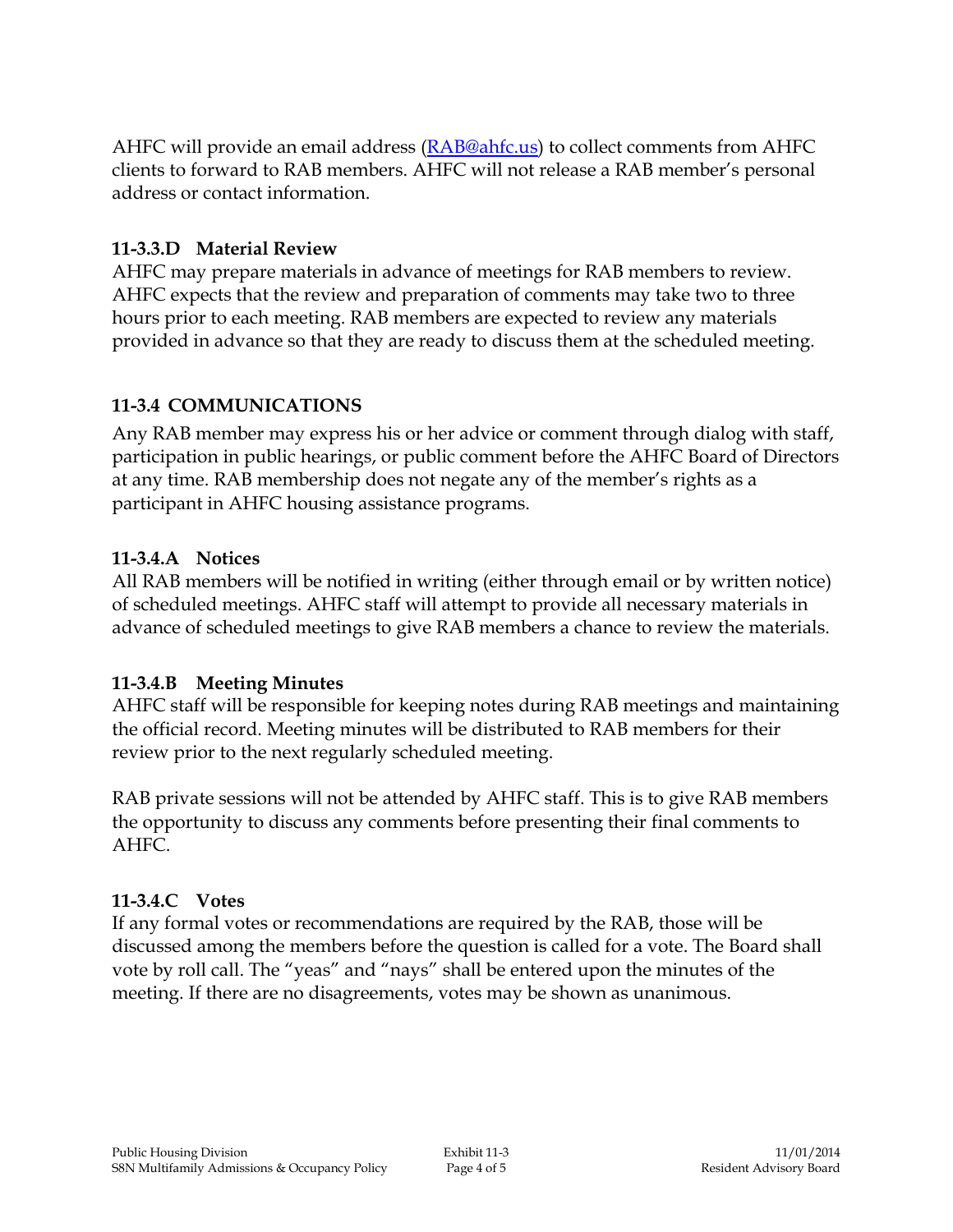AHFC will provide an email address (RAB@ahfc.us) to collect comments from AHFC clients to forward to RAB members. AHFC will not release a RAB member's personal address or contact information.

#### 11-3.3.D Material Review

AHFC may prepare materials in advance of meetings for RAB members to review. AHFC expects that the review and preparation of comments may take two to three hours prior to each meeting. RAB members are expected to review any materials provided in advance so that they are ready to discuss them at the scheduled meeting.

### 11-3.4 COMMUNICATIONS

Any RAB member may express his or her advice or comment through dialog with staff, participation in public hearings, or public comment before the AHFC Board of Directors at any time. RAB membership does not negate any of the member's rights as a participant in AHFC housing assistance programs.

#### 11-3.4.A Notices

All RAB members will be notified in writing (either through email or by written notice) of scheduled meetings. AHFC staff will attempt to provide all necessary materials in advance of scheduled meetings to give RAB members a chance to review the materials.

#### 11-3.4.B Meeting Minutes

AHFC staff will be responsible for keeping notes during RAB meetings and maintaining the official record. Meeting minutes will be distributed to RAB members for their review prior to the next regularly scheduled meeting.

RAB private sessions will not be attended by AHFC staff. This is to give RAB members the opportunity to discuss any comments before presenting their final comments to AHFC.

#### 11-3.4.C Votes

If any formal votes or recommendations are required by the RAB, those will be discussed among the members before the question is called for a vote. The Board shall vote by roll call. The "yeas" and "nays" shall be entered upon the minutes of the meeting. If there are no disagreements, votes may be shown as unanimous.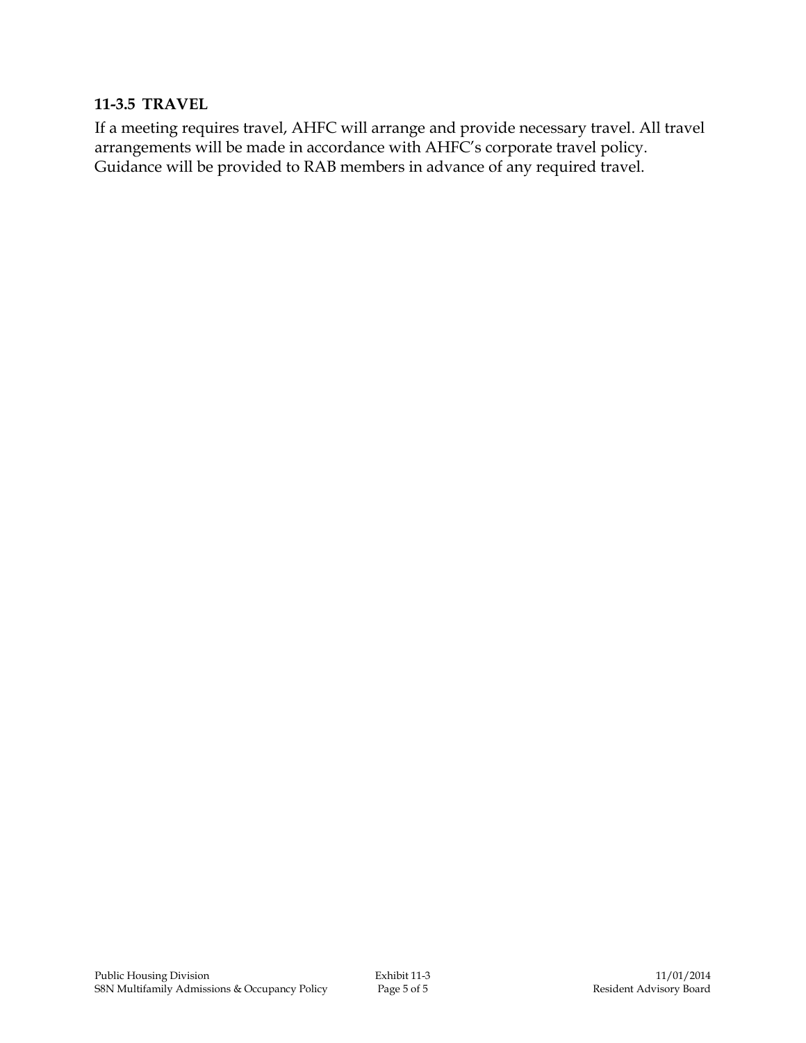### 11-3.5 TRAVEL

If a meeting requires travel, AHFC will arrange and provide necessary travel. All travel arrangements will be made in accordance with AHFC's corporate travel policy. Guidance will be provided to RAB members in advance of any required travel.